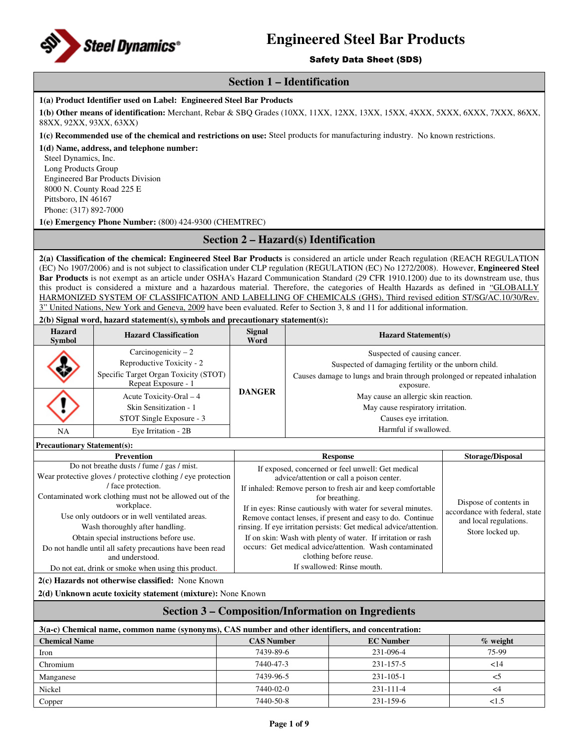# Engineered Steel Bar Products

**Safety Data Sheet (SDS)**

## Section 1 – Identification

**1(a) Product Identifier used on Label: Engineered Steel Bar Products**

**1(b) Other means of identification:** Merchant, Rebar & SBQ Grades (10XX, 11XX, 12XX, 13XX, 15XX, 4XXX, 5XXX, 6XXX, 7XXX, 86XX, 88XX, 92XX, 93XX, 63XX)

**1(c) Recommended use of the chemical and restrictions on use:** Steel products for manufacturing industry. No known restrictions.

**1(d) Name, address, and telephone number:**
Steel Dynamics, Inc.
Long Products Group
Engineered Bar Products Division
8000 N. County Road 225 E
Pittsboro, IN 46167
Phone: (317) 892-7000

**1(e) Emergency Phone Number:** (800) 424-9300 (CHEMTREC)

## Section 2 – Hazard(s) Identification

**2(a) Classification of the chemical: Engineered Steel Bar Products** is considered an article under Reach regulation (REACH REGULATION (EC) No 1907/2006) and is not subject to classification under CLP regulation (REGULATION (EC) No 1272/2008). However, **Engineered Steel Bar Products** is not exempt as an article under OSHA's Hazard Communication Standard (29 CFR 1910.1200) due to its downstream use, thus this product is considered a mixture and a hazardous material. Therefore, the categories of Health Hazards as defined in "GLOBALLY HARMONIZED SYSTEM OF CLASSIFICATION AND LABELLING OF CHEMICALS (GHS), Third revised edition ST/SG/AC.10/30/Rev. 3" United Nations, New York and Geneva, 2009 have been evaluated. Refer to Section 3, 8 and 11 for additional information.

**2(b) Signal word, hazard statement(s), symbols and precautionary statement(s):**

| Hazard Symbol | Hazard Classification | Signal Word | Hazard Statement(s) |
|---|---|---|---|
| (Health hazard) | Carcinogenicity – 2<br>Reproductive Toxicity - 2<br>Specific Target Organ Toxicity (STOT) Repeat Exposure - 1 | DANGER | Suspected of causing cancer.<br>Suspected of damaging fertility or the unborn child.<br>Causes damage to lungs and brain through prolonged or repeated inhalation exposure.<br>May cause an allergic skin reaction.<br>May cause respiratory irritation.<br>Causes eye irritation.<br>Harmful if swallowed. |
| (Exclamation mark) | Acute Toxicity-Oral – 4<br>Skin Sensitization - 1<br>STOT Single Exposure - 3 | | |
| NA | Eye Irritation - 2B | | |

**Precautionary Statement(s):**

| Prevention | Response | Storage/Disposal |
|---|---|---|
| Do not breathe dusts / fume / gas / mist.<br>Wear protective gloves / protective clothing / eye protection / face protection.<br>Contaminated work clothing must not be allowed out of the workplace.<br>Use only outdoors or in well ventilated areas.<br>Wash thoroughly after handling.<br>Obtain special instructions before use.<br>Do not handle until all safety precautions have been read and understood.<br>Do not eat, drink or smoke when using this product. | If exposed, concerned or feel unwell: Get medical advice/attention or call a poison center.<br>If inhaled: Remove person to fresh air and keep comfortable for breathing.<br>If in eyes: Rinse cautiously with water for several minutes. Remove contact lenses, if present and easy to do. Continue rinsing. If eye irritation persists: Get medical advice/attention.<br>If on skin: Wash with plenty of water. If irritation or rash occurs: Get medical advice/attention. Wash contaminated clothing before reuse.<br>If swallowed: Rinse mouth. | Dispose of contents in accordance with federal, state and local regulations.<br>Store locked up. |

**2(c) Hazards not otherwise classified:** None Known

**2(d) Unknown acute toxicity statement (mixture):** None Known

## Section 3 – Composition/Information on Ingredients

**3(a-c) Chemical name, common name (synonyms), CAS number and other identifiers, and concentration:**

| Chemical Name | CAS Number | EC Number | % weight |
|---|---|---|---|
| Iron | 7439-89-6 | 231-096-4 | 75-99 |
| Chromium | 7440-47-3 | 231-157-5 | <14 |
| Manganese | 7439-96-5 | 231-105-1 | <5 |
| Nickel | 7440-02-0 | 231-111-4 | <4 |
| Copper | 7440-50-8 | 231-159-6 | <1.5 |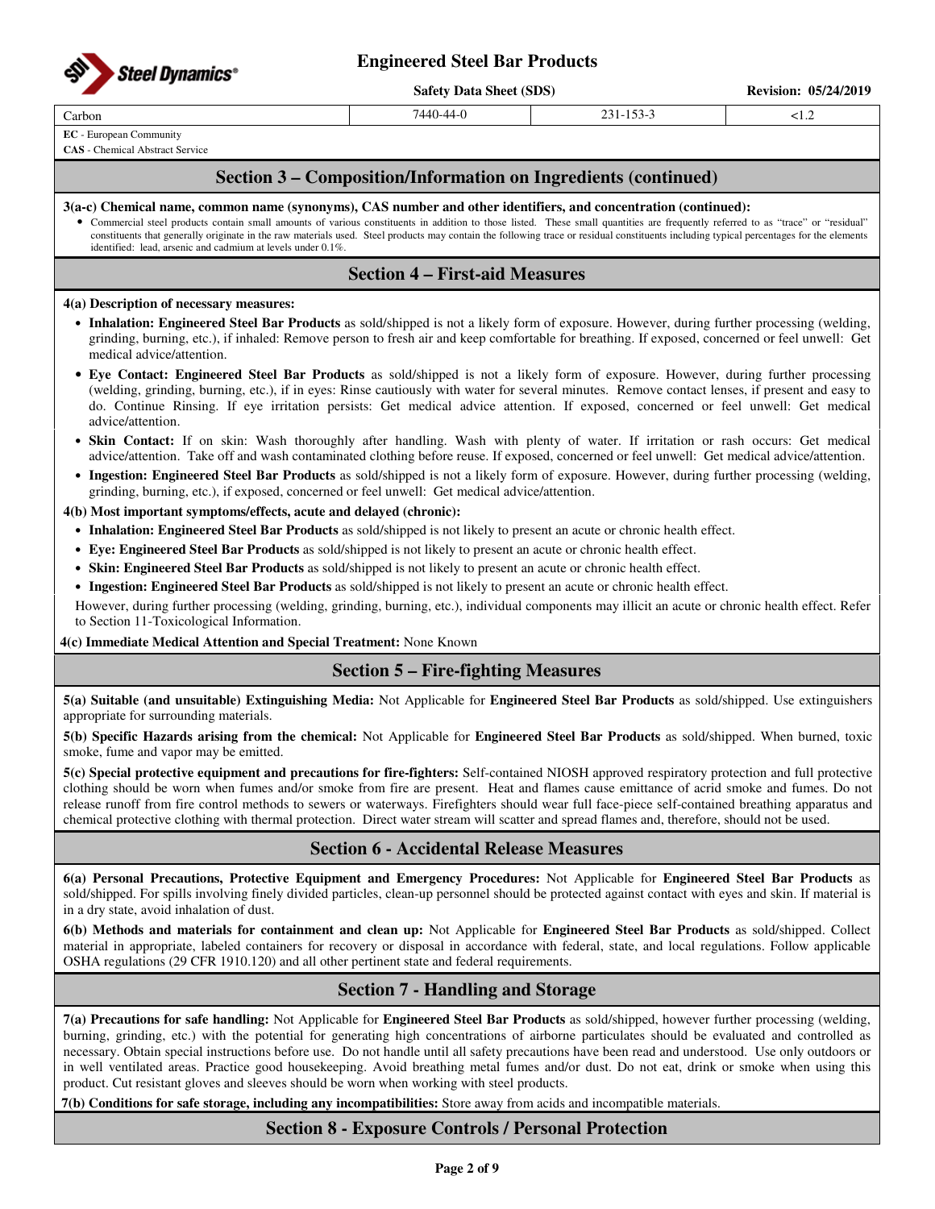| Carbon | 7440-44-0 | 231-153-3 | <1.2 |
|---|---|---|---|

**EC** - European Community
**CAS** - Chemical Abstract Service

## Section 3 – Composition/Information on Ingredients (continued)

**3(a-c) Chemical name, common name (synonyms), CAS number and other identifiers, and concentration (continued):**

- Commercial steel products contain small amounts of various constituents in addition to those listed. These small quantities are frequently referred to as "trace" or "residual" constituents that generally originate in the raw materials used. Steel products may contain the following trace or residual constituents including typical percentages for the elements identified: lead, arsenic and cadmium at levels under 0.1%.

## Section 4 – First-aid Measures

**4(a) Description of necessary measures:**

- **Inhalation: Engineered Steel Bar Products** as sold/shipped is not a likely form of exposure. However, during further processing (welding, grinding, burning, etc.), if inhaled: Remove person to fresh air and keep comfortable for breathing. If exposed, concerned or feel unwell: Get medical advice/attention.
- **Eye Contact: Engineered Steel Bar Products** as sold/shipped is not a likely form of exposure. However, during further processing (welding, grinding, burning, etc.), if in eyes: Rinse cautiously with water for several minutes. Remove contact lenses, if present and easy to do. Continue Rinsing. If eye irritation persists: Get medical advice attention. If exposed, concerned or feel unwell: Get medical advice/attention.
- **Skin Contact:** If on skin: Wash thoroughly after handling. Wash with plenty of water. If irritation or rash occurs: Get medical advice/attention. Take off and wash contaminated clothing before reuse. If exposed, concerned or feel unwell: Get medical advice/attention.
- **Ingestion: Engineered Steel Bar Products** as sold/shipped is not a likely form of exposure. However, during further processing (welding, grinding, burning, etc.), if exposed, concerned or feel unwell: Get medical advice/attention.

**4(b) Most important symptoms/effects, acute and delayed (chronic):**

- **Inhalation: Engineered Steel Bar Products** as sold/shipped is not likely to present an acute or chronic health effect.
- **Eye: Engineered Steel Bar Products** as sold/shipped is not likely to present an acute or chronic health effect.
- **Skin: Engineered Steel Bar Products** as sold/shipped is not likely to present an acute or chronic health effect.
- **Ingestion: Engineered Steel Bar Products** as sold/shipped is not likely to present an acute or chronic health effect.

However, during further processing (welding, grinding, burning, etc.), individual components may illicit an acute or chronic health effect. Refer to Section 11-Toxicological Information.

**4(c) Immediate Medical Attention and Special Treatment:** None Known

## Section 5 – Fire-fighting Measures

**5(a) Suitable (and unsuitable) Extinguishing Media:** Not Applicable for **Engineered Steel Bar Products** as sold/shipped. Use extinguishers appropriate for surrounding materials.

**5(b) Specific Hazards arising from the chemical:** Not Applicable for **Engineered Steel Bar Products** as sold/shipped. When burned, toxic smoke, fume and vapor may be emitted.

**5(c) Special protective equipment and precautions for fire-fighters:** Self-contained NIOSH approved respiratory protection and full protective clothing should be worn when fumes and/or smoke from fire are present. Heat and flames cause emittance of acrid smoke and fumes. Do not release runoff from fire control methods to sewers or waterways. Firefighters should wear full face-piece self-contained breathing apparatus and chemical protective clothing with thermal protection. Direct water stream will scatter and spread flames and, therefore, should not be used.

## Section 6 - Accidental Release Measures

**6(a) Personal Precautions, Protective Equipment and Emergency Procedures:** Not Applicable for **Engineered Steel Bar Products** as sold/shipped. For spills involving finely divided particles, clean-up personnel should be protected against contact with eyes and skin. If material is in a dry state, avoid inhalation of dust.

**6(b) Methods and materials for containment and clean up:** Not Applicable for **Engineered Steel Bar Products** as sold/shipped. Collect material in appropriate, labeled containers for recovery or disposal in accordance with federal, state, and local regulations. Follow applicable OSHA regulations (29 CFR 1910.120) and all other pertinent state and federal requirements.

## Section 7 - Handling and Storage

**7(a) Precautions for safe handling:** Not Applicable for **Engineered Steel Bar Products** as sold/shipped, however further processing (welding, burning, grinding, etc.) with the potential for generating high concentrations of airborne particulates should be evaluated and controlled as necessary. Obtain special instructions before use. Do not handle until all safety precautions have been read and understood. Use only outdoors or in well ventilated areas. Practice good housekeeping. Avoid breathing metal fumes and/or dust. Do not eat, drink or smoke when using this product. Cut resistant gloves and sleeves should be worn when working with steel products.

**7(b) Conditions for safe storage, including any incompatibilities:** Store away from acids and incompatible materials.

## Section 8 - Exposure Controls / Personal Protection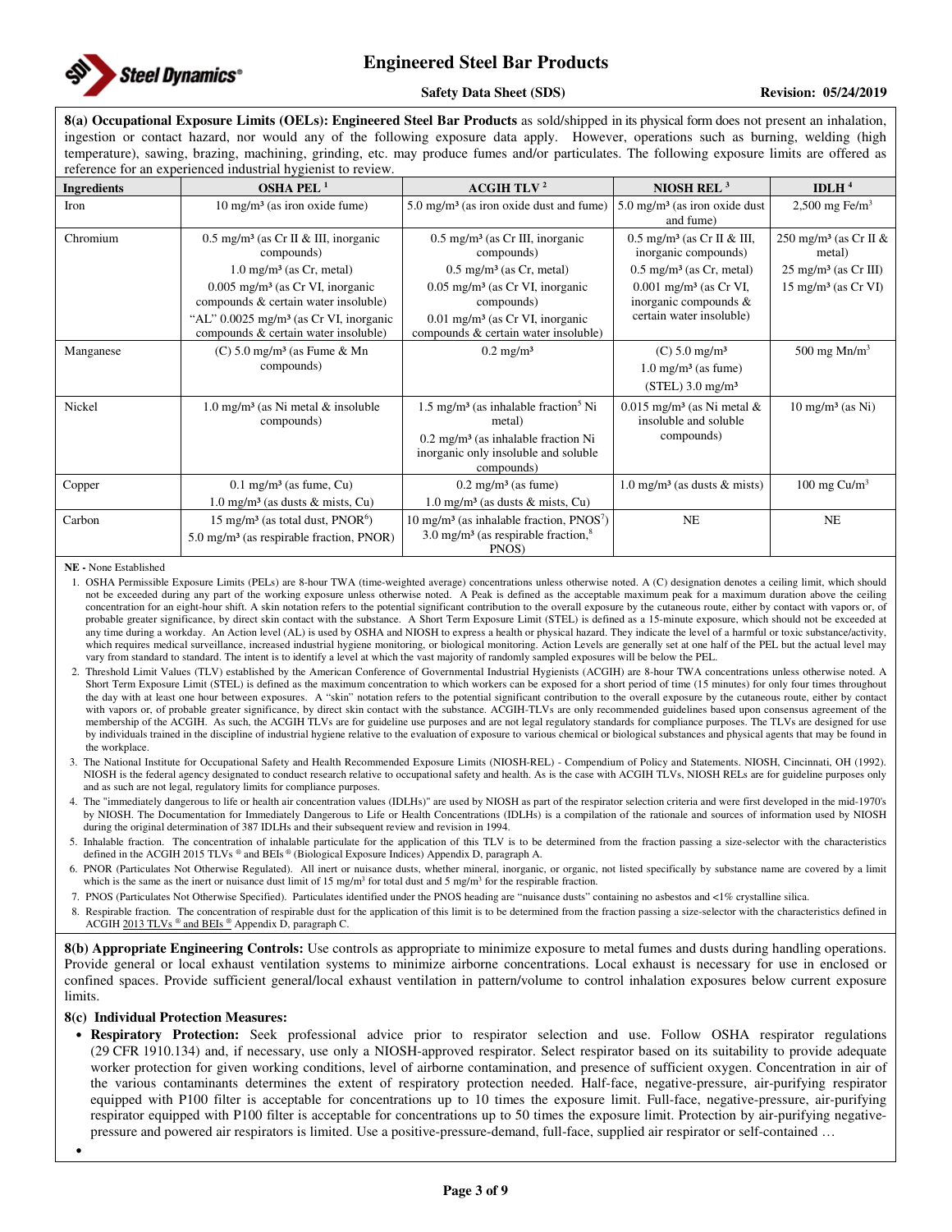**8(a) Occupational Exposure Limits (OELs): Engineered Steel Bar Products** as sold/shipped in its physical form does not present an inhalation, ingestion or contact hazard, nor would any of the following exposure data apply. However, operations such as burning, welding (high temperature), sawing, brazing, machining, grinding, etc. may produce fumes and/or particulates. The following exposure limits are offered as reference for an experienced industrial hygienist to review.

| Ingredients | OSHA PEL [1] | ACGIH TLV [2] | NIOSH REL [3] | IDLH [4] |
|---|---|---|---|---|
| Iron | 10 mg/m³ (as iron oxide fume) | 5.0 mg/m³ (as iron oxide dust and fume) | 5.0 mg/m³ (as iron oxide dust and fume) | 2,500 mg Fe/m³ |
| Chromium | 0.5 mg/m³ (as Cr II & III, inorganic compounds)<br>1.0 mg/m³ (as Cr, metal)<br>0.005 mg/m³ (as Cr VI, inorganic compounds & certain water insoluble)<br>"AL" 0.0025 mg/m³ (as Cr VI, inorganic compounds & certain water insoluble) | 0.5 mg/m³ (as Cr III, inorganic compounds)<br>0.5 mg/m³ (as Cr, metal)<br>0.05 mg/m³ (as Cr VI, inorganic compounds)<br>0.01 mg/m³ (as Cr VI, inorganic compounds & certain water insoluble) | 0.5 mg/m³ (as Cr II & III, inorganic compounds)<br>0.5 mg/m³ (as Cr, metal)<br>0.001 mg/m³ (as Cr VI, inorganic compounds & certain water insoluble) | 250 mg/m³ (as Cr II & metal)<br>25 mg/m³ (as Cr III)<br>15 mg/m³ (as Cr VI) |
| Manganese | (C) 5.0 mg/m³ (as Fume & Mn compounds) | 0.2 mg/m³ | (C) 5.0 mg/m³<br>1.0 mg/m³ (as fume)<br>(STEL) 3.0 mg/m³ | 500 mg Mn/m³ |
| Nickel | 1.0 mg/m³ (as Ni metal & insoluble compounds) | 1.5 mg/m³ (as inhalable fraction[5] Ni metal)<br>0.2 mg/m³ (as inhalable fraction Ni inorganic only insoluble and soluble compounds) | 0.015 mg/m³ (as Ni metal & insoluble and soluble compounds) | 10 mg/m³ (as Ni) |
| Copper | 0.1 mg/m³ (as fume, Cu)<br>1.0 mg/m³ (as dusts & mists, Cu) | 0.2 mg/m³ (as fume)<br>1.0 mg/m³ (as dusts & mists, Cu) | 1.0 mg/m³ (as dusts & mists) | 100 mg Cu/m³ |
| Carbon | 15 mg/m³ (as total dust, PNOR[6])<br>5.0 mg/m³ (as respirable fraction, PNOR) | 10 mg/m³ (as inhalable fraction, PNOS[7])<br>3.0 mg/m³ (as respirable fraction,[8] PNOS) | NE | NE |

**NE -** None Established

1. OSHA Permissible Exposure Limits (PELs) are 8-hour TWA (time-weighted average) concentrations unless otherwise noted. A (C) designation denotes a ceiling limit, which should not be exceeded during any part of the working exposure unless otherwise noted. A Peak is defined as the acceptable maximum peak for a maximum duration above the ceiling concentration for an eight-hour shift. A skin notation refers to the potential significant contribution to the overall exposure by the cutaneous route, either by contact with vapors or, of probable greater significance, by direct skin contact with the substance. A Short Term Exposure Limit (STEL) is defined as a 15-minute exposure, which should not be exceeded at any time during a workday. An Action level (AL) is used by OSHA and NIOSH to express a health or physical hazard. They indicate the level of a harmful or toxic substance/activity, which requires medical surveillance, increased industrial hygiene monitoring, or biological monitoring. Action Levels are generally set at one half of the PEL but the actual level may vary from standard to standard. The intent is to identify a level at which the vast majority of randomly sampled exposures will be below the PEL.
2. Threshold Limit Values (TLV) established by the American Conference of Governmental Industrial Hygienists (ACGIH) are 8-hour TWA concentrations unless otherwise noted. A Short Term Exposure Limit (STEL) is defined as the maximum concentration to which workers can be exposed for a short period of time (15 minutes) for only four times throughout the day with at least one hour between exposures. A "skin" notation refers to the potential significant contribution to the overall exposure by the cutaneous route, either by contact with vapors or, of probable greater significance, by direct skin contact with the substance. ACGIH-TLVs are only recommended guidelines based upon consensus agreement of the membership of the ACGIH. As such, the ACGIH TLVs are for guideline use purposes and are not legal regulatory standards for compliance purposes. The TLVs are designed for use by individuals trained in the discipline of industrial hygiene relative to the evaluation of exposure to various chemical or biological substances and physical agents that may be found in the workplace.
3. The National Institute for Occupational Safety and Health Recommended Exposure Limits (NIOSH-REL) - Compendium of Policy and Statements. NIOSH, Cincinnati, OH (1992). NIOSH is the federal agency designated to conduct research relative to occupational safety and health. As is the case with ACGIH TLVs, NIOSH RELs are for guideline purposes only and as such are not legal, regulatory limits for compliance purposes.
4. The "immediately dangerous to life or health air concentration values (IDLHs)" are used by NIOSH as part of the respirator selection criteria and were first developed in the mid-1970's by NIOSH. The Documentation for Immediately Dangerous to Life or Health Concentrations (IDLHs) is a compilation of the rationale and sources of information used by NIOSH during the original determination of 387 IDLHs and their subsequent review and revision in 1994.
5. Inhalable fraction. The concentration of inhalable particulate for the application of this TLV is to be determined from the fraction passing a size-selector with the characteristics defined in the ACGIH 2015 TLVs ® and BEIs ® (Biological Exposure Indices) Appendix D, paragraph A.
6. PNOR (Particulates Not Otherwise Regulated). All inert or nuisance dusts, whether mineral, inorganic, or organic, not listed specifically by substance name are covered by a limit which is the same as the inert or nuisance dust limit of 15 mg/m³ for total dust and 5 mg/m³ for the respirable fraction.
7. PNOS (Particulates Not Otherwise Specified). Particulates identified under the PNOS heading are "nuisance dusts" containing no asbestos and <1% crystalline silica.
8. Respirable fraction. The concentration of respirable dust for the application of this limit is to be determined from the fraction passing a size-selector with the characteristics defined in ACGIH 2013 TLVs ® and BEIs ® Appendix D, paragraph C.

**8(b) Appropriate Engineering Controls:** Use controls as appropriate to minimize exposure to metal fumes and dusts during handling operations. Provide general or local exhaust ventilation systems to minimize airborne concentrations. Local exhaust is necessary for use in enclosed or confined spaces. Provide sufficient general/local exhaust ventilation in pattern/volume to control inhalation exposures below current exposure limits.

**8(c) Individual Protection Measures:**

- **Respiratory Protection:** Seek professional advice prior to respirator selection and use. Follow OSHA respirator regulations (29 CFR 1910.134) and, if necessary, use only a NIOSH-approved respirator. Select respirator based on its suitability to provide adequate worker protection for given working conditions, level of airborne contamination, and presence of sufficient oxygen. Concentration in air of the various contaminants determines the extent of respiratory protection needed. Half-face, negative-pressure, air-purifying respirator equipped with P100 filter is acceptable for concentrations up to 10 times the exposure limit. Full-face, negative-pressure, air-purifying respirator equipped with P100 filter is acceptable for concentrations up to 50 times the exposure limit. Protection by air-purifying negative-pressure and powered air respirators is limited. Use a positive-pressure-demand, full-face, supplied air respirator or self-contained …
-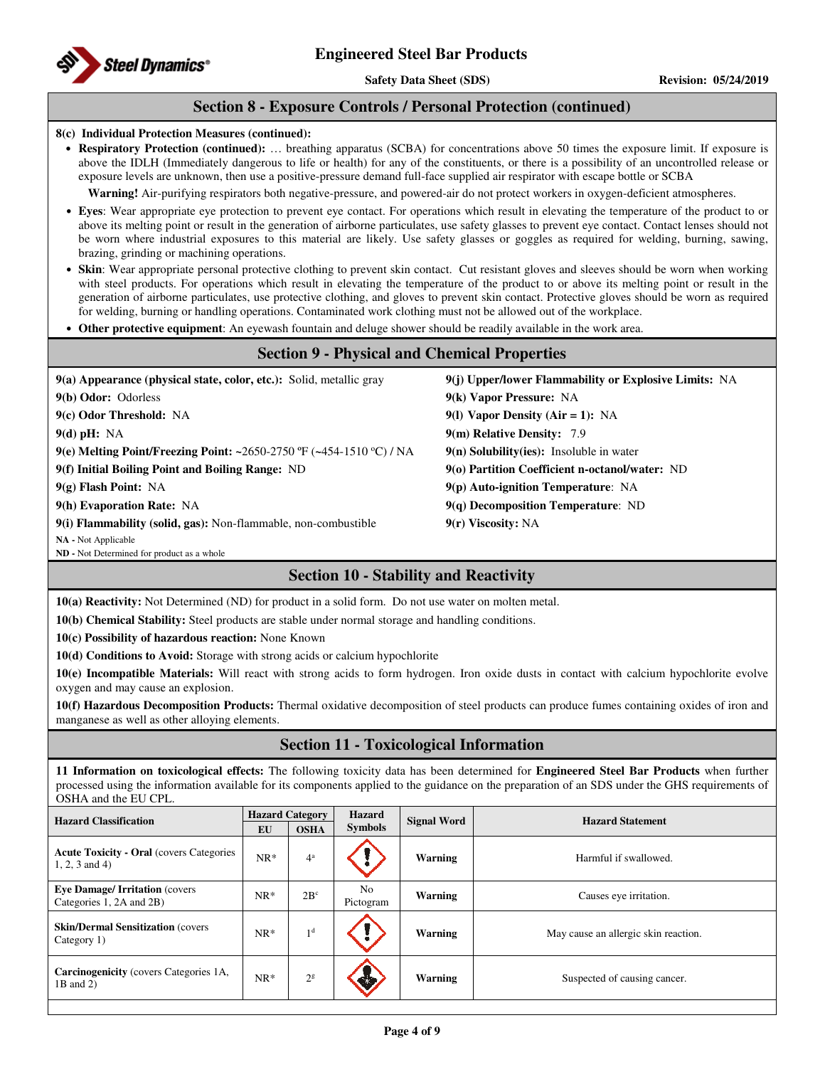## Section 8 - Exposure Controls / Personal Protection (continued)

**8(c) Individual Protection Measures (continued):**

- **Respiratory Protection (continued):** … breathing apparatus (SCBA) for concentrations above 50 times the exposure limit. If exposure is above the IDLH (Immediately dangerous to life or health) for any of the constituents, or there is a possibility of an uncontrolled release or exposure levels are unknown, then use a positive-pressure demand full-face supplied air respirator with escape bottle or SCBA

  **Warning!** Air-purifying respirators both negative-pressure, and powered-air do not protect workers in oxygen-deficient atmospheres.

- **Eyes**: Wear appropriate eye protection to prevent eye contact. For operations which result in elevating the temperature of the product to or above its melting point or result in the generation of airborne particulates, use safety glasses to prevent eye contact. Contact lenses should not be worn where industrial exposures to this material are likely. Use safety glasses or goggles as required for welding, burning, sawing, brazing, grinding or machining operations.
- **Skin**: Wear appropriate personal protective clothing to prevent skin contact. Cut resistant gloves and sleeves should be worn when working with steel products. For operations which result in elevating the temperature of the product to or above its melting point or result in the generation of airborne particulates, use protective clothing, and gloves to prevent skin contact. Protective gloves should be worn as required for welding, burning or handling operations. Contaminated work clothing must not be allowed out of the workplace.
- **Other protective equipment**: An eyewash fountain and deluge shower should be readily available in the work area.

## Section 9 - Physical and Chemical Properties

**9(a) Appearance (physical state, color, etc.):** Solid, metallic gray

**9(b) Odor:** Odorless

**9(c) Odor Threshold:** NA

**9(d) pH:** NA

**9(e) Melting Point/Freezing Point:** ~2650-2750 ºF (~454-1510 ºC) / NA

**9(f) Initial Boiling Point and Boiling Range:** ND

**9(g) Flash Point:** NA

**9(h) Evaporation Rate:** NA

**9(i) Flammability (solid, gas):** Non-flammable, non-combustible

**9(j) Upper/lower Flammability or Explosive Limits:** NA

**9(k) Vapor Pressure:** NA

**9(l) Vapor Density (Air = 1):** NA

**9(m) Relative Density:** 7.9

**9(n) Solubility(ies):** Insoluble in water

**9(o) Partition Coefficient n-octanol/water:** ND

**9(p) Auto-ignition Temperature**: NA

**9(q) Decomposition Temperature**: ND

**9(r) Viscosity:** NA

**NA -** Not Applicable
**ND -** Not Determined for product as a whole

## Section 10 - Stability and Reactivity

**10(a) Reactivity:** Not Determined (ND) for product in a solid form. Do not use water on molten metal.

**10(b) Chemical Stability:** Steel products are stable under normal storage and handling conditions.

**10(c) Possibility of hazardous reaction:** None Known

**10(d) Conditions to Avoid:** Storage with strong acids or calcium hypochlorite

**10(e) Incompatible Materials:** Will react with strong acids to form hydrogen. Iron oxide dusts in contact with calcium hypochlorite evolve oxygen and may cause an explosion.

**10(f) Hazardous Decomposition Products:** Thermal oxidative decomposition of steel products can produce fumes containing oxides of iron and manganese as well as other alloying elements.

## Section 11 - Toxicological Information

**11 Information on toxicological effects:** The following toxicity data has been determined for **Engineered Steel Bar Products** when further processed using the information available for its components applied to the guidance on the preparation of an SDS under the GHS requirements of OSHA and the EU CPL.

| Hazard Classification | Hazard Category | | Hazard Symbols | Signal Word | Hazard Statement |
|---|---|---|---|---|---|
| | EU | OSHA | | | |
| **Acute Toxicity - Oral** (covers Categories 1, 2, 3 and 4) | NR* | 4[a] | | Warning | Harmful if swallowed. |
| **Eye Damage/ Irritation** (covers Categories 1, 2A and 2B) | NR* | 2B[c] | No Pictogram | Warning | Causes eye irritation. |
| **Skin/Dermal Sensitization** (covers Category 1) | NR* | 1[d] | | Warning | May cause an allergic skin reaction. |
| **Carcinogenicity** (covers Categories 1A, 1B and 2) | NR* | 2[g] | | Warning | Suspected of causing cancer. |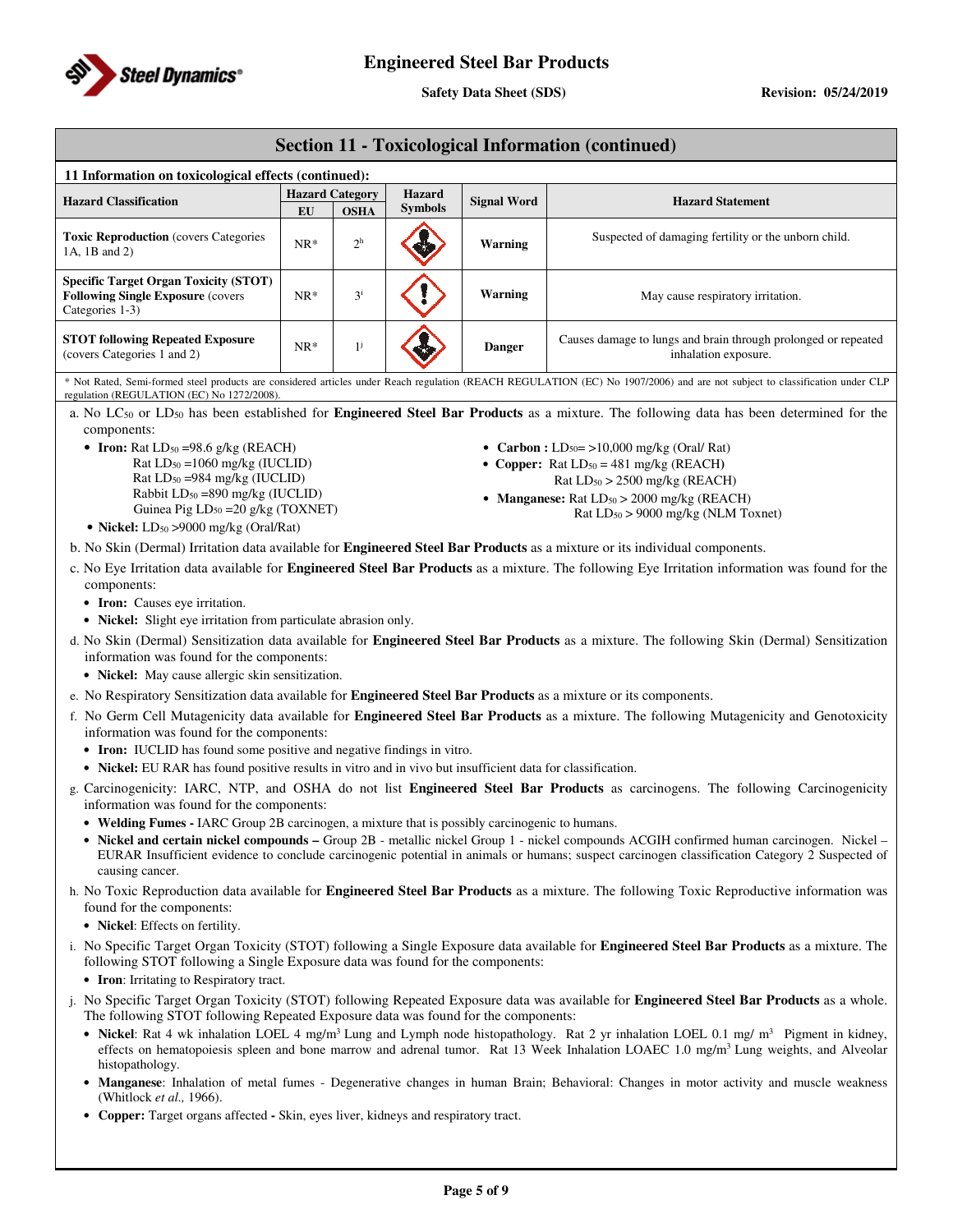## Section 11 - Toxicological Information (continued)

**11 Information on toxicological effects (continued):**

| Hazard Classification | Hazard Category | | Hazard Symbols | Signal Word | Hazard Statement |
|---|---|---|---|---|---|
| | EU | OSHA | | | |
| **Toxic Reproduction** (covers Categories 1A, 1B and 2) | NR* | 2[h] | | **Warning** | Suspected of damaging fertility or the unborn child. |
| **Specific Target Organ Toxicity (STOT) Following Single Exposure** (covers Categories 1-3) | NR* | 3[i] | | **Warning** | May cause respiratory irritation. |
| **STOT following Repeated Exposure** (covers Categories 1 and 2) | NR* | 1[j] | | **Danger** | Causes damage to lungs and brain through prolonged or repeated inhalation exposure. |

\* Not Rated, Semi-formed steel products are considered articles under Reach regulation (REACH REGULATION (EC) No 1907/2006) and are not subject to classification under CLP regulation (REGULATION (EC) No 1272/2008).

a. No $LC_{50}$ or $LD_{50}$ has been established for **Engineered Steel Bar Products** as a mixture. The following data has been determined for the components:

- **Iron:** Rat $LD_{50}$ =98.6 g/kg (REACH)
  Rat $LD_{50}$ =1060 mg/kg (IUCLID)
  Rat $LD_{50}$ =984 mg/kg (IUCLID)
  Rabbit $LD_{50}$ =890 mg/kg (IUCLID)
  Guinea Pig $LD_{50}$ =20 g/kg (TOXNET)
- **Nickel:** $LD_{50}$ >9000 mg/kg (Oral/Rat)
- **Carbon :** $LD_{50}$= >10,000 mg/kg (Oral/ Rat)
- **Copper:** Rat $LD_{50}$ = 481 mg/kg (REACH)
  Rat $LD_{50}$ > 2500 mg/kg (REACH)
- **Manganese:** Rat $LD_{50}$ > 2000 mg/kg (REACH)
  Rat $LD_{50}$ > 9000 mg/kg (NLM Toxnet)

b. No Skin (Dermal) Irritation data available for **Engineered Steel Bar Products** as a mixture or its individual components.

c. No Eye Irritation data available for **Engineered Steel Bar Products** as a mixture. The following Eye Irritation information was found for the components:

- **Iron:** Causes eye irritation.
- **Nickel:** Slight eye irritation from particulate abrasion only.

d. No Skin (Dermal) Sensitization data available for **Engineered Steel Bar Products** as a mixture. The following Skin (Dermal) Sensitization information was found for the components:

- **Nickel:** May cause allergic skin sensitization.

e. No Respiratory Sensitization data available for **Engineered Steel Bar Products** as a mixture or its components.

f. No Germ Cell Mutagenicity data available for **Engineered Steel Bar Products** as a mixture. The following Mutagenicity and Genotoxicity information was found for the components:

- **Iron:** IUCLID has found some positive and negative findings in vitro.
- **Nickel:** EU RAR has found positive results in vitro and in vivo but insufficient data for classification.

g. Carcinogenicity: IARC, NTP, and OSHA do not list **Engineered Steel Bar Products** as carcinogens. The following Carcinogenicity information was found for the components:

- **Welding Fumes -** IARC Group 2B carcinogen, a mixture that is possibly carcinogenic to humans.
- **Nickel and certain nickel compounds –** Group 2B - metallic nickel Group 1 - nickel compounds ACGIH confirmed human carcinogen. Nickel – EURAR Insufficient evidence to conclude carcinogenic potential in animals or humans; suspect carcinogen classification Category 2 Suspected of causing cancer.

h. No Toxic Reproduction data available for **Engineered Steel Bar Products** as a mixture. The following Toxic Reproductive information was found for the components:

- **Nickel**: Effects on fertility.

i. No Specific Target Organ Toxicity (STOT) following a Single Exposure data available for **Engineered Steel Bar Products** as a mixture. The following STOT following a Single Exposure data was found for the components:

- **Iron**: Irritating to Respiratory tract.

j. No Specific Target Organ Toxicity (STOT) following Repeated Exposure data was available for **Engineered Steel Bar Products** as a whole. The following STOT following Repeated Exposure data was found for the components:

- **Nickel**: Rat 4 wk inhalation LOEL 4 mg/m$^3$ Lung and Lymph node histopathology. Rat 2 yr inhalation LOEL 0.1 mg/ m$^3$ Pigment in kidney, effects on hematopoiesis spleen and bone marrow and adrenal tumor. Rat 13 Week Inhalation LOAEC 1.0 mg/m$^3$ Lung weights, and Alveolar histopathology.
- **Manganese**: Inhalation of metal fumes - Degenerative changes in human Brain; Behavioral: Changes in motor activity and muscle weakness (Whitlock *et al.,* 1966).
- **Copper:** Target organs affected **-** Skin, eyes liver, kidneys and respiratory tract.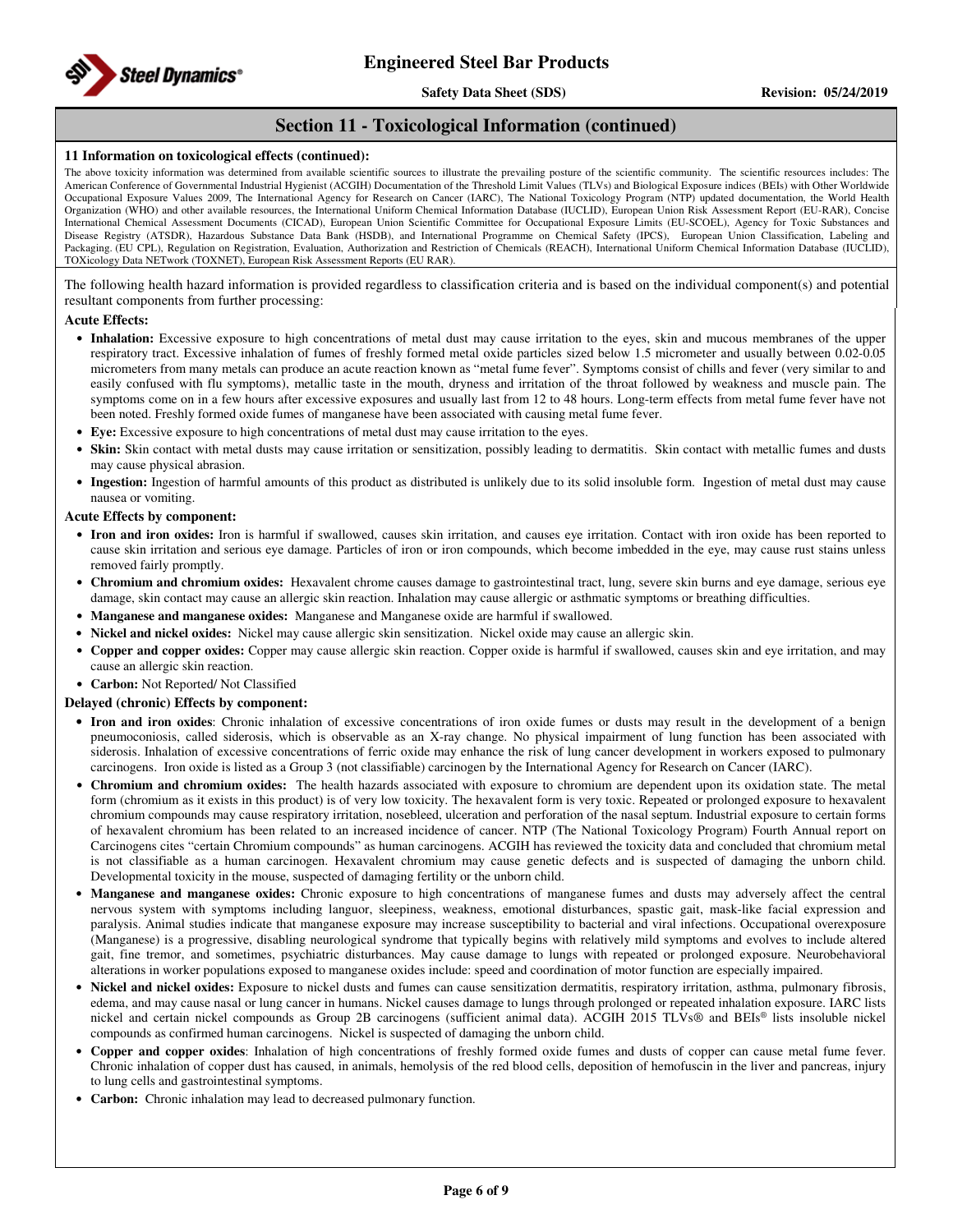## Section 11 - Toxicological Information (continued)

**11 Information on toxicological effects (continued):**

The above toxicity information was determined from available scientific sources to illustrate the prevailing posture of the scientific community. The scientific resources includes: The American Conference of Governmental Industrial Hygienist (ACGIH) Documentation of the Threshold Limit Values (TLVs) and Biological Exposure indices (BEIs) with Other Worldwide Occupational Exposure Values 2009, The International Agency for Research on Cancer (IARC), The National Toxicology Program (NTP) updated documentation, the World Health Organization (WHO) and other available resources, the International Uniform Chemical Information Database (IUCLID), European Union Risk Assessment Report (EU-RAR), Concise International Chemical Assessment Documents (CICAD), European Union Scientific Committee for Occupational Exposure Limits (EU-SCOEL), Agency for Toxic Substances and Disease Registry (ATSDR), Hazardous Substance Data Bank (HSDB), and International Programme on Chemical Safety (IPCS), European Union Classification, Labeling and Packaging. (EU CPL), Regulation on Registration, Evaluation, Authorization and Restriction of Chemicals (REACH), International Uniform Chemical Information Database (IUCLID), TOXicology Data NETwork (TOXNET), European Risk Assessment Reports (EU RAR).

The following health hazard information is provided regardless to classification criteria and is based on the individual component(s) and potential resultant components from further processing:

**Acute Effects:**

- **Inhalation:** Excessive exposure to high concentrations of metal dust may cause irritation to the eyes, skin and mucous membranes of the upper respiratory tract. Excessive inhalation of fumes of freshly formed metal oxide particles sized below 1.5 micrometer and usually between 0.02-0.05 micrometers from many metals can produce an acute reaction known as "metal fume fever". Symptoms consist of chills and fever (very similar to and easily confused with flu symptoms), metallic taste in the mouth, dryness and irritation of the throat followed by weakness and muscle pain. The symptoms come on in a few hours after excessive exposures and usually last from 12 to 48 hours. Long-term effects from metal fume fever have not been noted. Freshly formed oxide fumes of manganese have been associated with causing metal fume fever.
- **Eye:** Excessive exposure to high concentrations of metal dust may cause irritation to the eyes.
- **Skin:** Skin contact with metal dusts may cause irritation or sensitization, possibly leading to dermatitis. Skin contact with metallic fumes and dusts may cause physical abrasion.
- **Ingestion:** Ingestion of harmful amounts of this product as distributed is unlikely due to its solid insoluble form. Ingestion of metal dust may cause nausea or vomiting.

**Acute Effects by component:**

- **Iron and iron oxides:** Iron is harmful if swallowed, causes skin irritation, and causes eye irritation. Contact with iron oxide has been reported to cause skin irritation and serious eye damage. Particles of iron or iron compounds, which become imbedded in the eye, may cause rust stains unless removed fairly promptly.
- **Chromium and chromium oxides:** Hexavalent chrome causes damage to gastrointestinal tract, lung, severe skin burns and eye damage, serious eye damage, skin contact may cause an allergic skin reaction. Inhalation may cause allergic or asthmatic symptoms or breathing difficulties.
- **Manganese and manganese oxides:** Manganese and Manganese oxide are harmful if swallowed.
- **Nickel and nickel oxides:** Nickel may cause allergic skin sensitization. Nickel oxide may cause an allergic skin.
- **Copper and copper oxides:** Copper may cause allergic skin reaction. Copper oxide is harmful if swallowed, causes skin and eye irritation, and may cause an allergic skin reaction.
- **Carbon:** Not Reported/ Not Classified

**Delayed (chronic) Effects by component:**

- **Iron and iron oxides**: Chronic inhalation of excessive concentrations of iron oxide fumes or dusts may result in the development of a benign pneumoconiosis, called siderosis, which is observable as an X-ray change. No physical impairment of lung function has been associated with siderosis. Inhalation of excessive concentrations of ferric oxide may enhance the risk of lung cancer development in workers exposed to pulmonary carcinogens. Iron oxide is listed as a Group 3 (not classifiable) carcinogen by the International Agency for Research on Cancer (IARC).
- **Chromium and chromium oxides:** The health hazards associated with exposure to chromium are dependent upon its oxidation state. The metal form (chromium as it exists in this product) is of very low toxicity. The hexavalent form is very toxic. Repeated or prolonged exposure to hexavalent chromium compounds may cause respiratory irritation, nosebleed, ulceration and perforation of the nasal septum. Industrial exposure to certain forms of hexavalent chromium has been related to an increased incidence of cancer. NTP (The National Toxicology Program) Fourth Annual report on Carcinogens cites "certain Chromium compounds" as human carcinogens. ACGIH has reviewed the toxicity data and concluded that chromium metal is not classifiable as a human carcinogen. Hexavalent chromium may cause genetic defects and is suspected of damaging the unborn child. Developmental toxicity in the mouse, suspected of damaging fertility or the unborn child.
- **Manganese and manganese oxides:** Chronic exposure to high concentrations of manganese fumes and dusts may adversely affect the central nervous system with symptoms including languor, sleepiness, weakness, emotional disturbances, spastic gait, mask-like facial expression and paralysis. Animal studies indicate that manganese exposure may increase susceptibility to bacterial and viral infections. Occupational overexposure (Manganese) is a progressive, disabling neurological syndrome that typically begins with relatively mild symptoms and evolves to include altered gait, fine tremor, and sometimes, psychiatric disturbances. May cause damage to lungs with repeated or prolonged exposure. Neurobehavioral alterations in worker populations exposed to manganese oxides include: speed and coordination of motor function are especially impaired.
- **Nickel and nickel oxides:** Exposure to nickel dusts and fumes can cause sensitization dermatitis, respiratory irritation, asthma, pulmonary fibrosis, edema, and may cause nasal or lung cancer in humans. Nickel causes damage to lungs through prolonged or repeated inhalation exposure. IARC lists nickel and certain nickel compounds as Group 2B carcinogens (sufficient animal data). ACGIH 2015 TLVs® and BEIs® lists insoluble nickel compounds as confirmed human carcinogens. Nickel is suspected of damaging the unborn child.
- **Copper and copper oxides**: Inhalation of high concentrations of freshly formed oxide fumes and dusts of copper can cause metal fume fever. Chronic inhalation of copper dust has caused, in animals, hemolysis of the red blood cells, deposition of hemofuscin in the liver and pancreas, injury to lung cells and gastrointestinal symptoms.
- **Carbon:** Chronic inhalation may lead to decreased pulmonary function.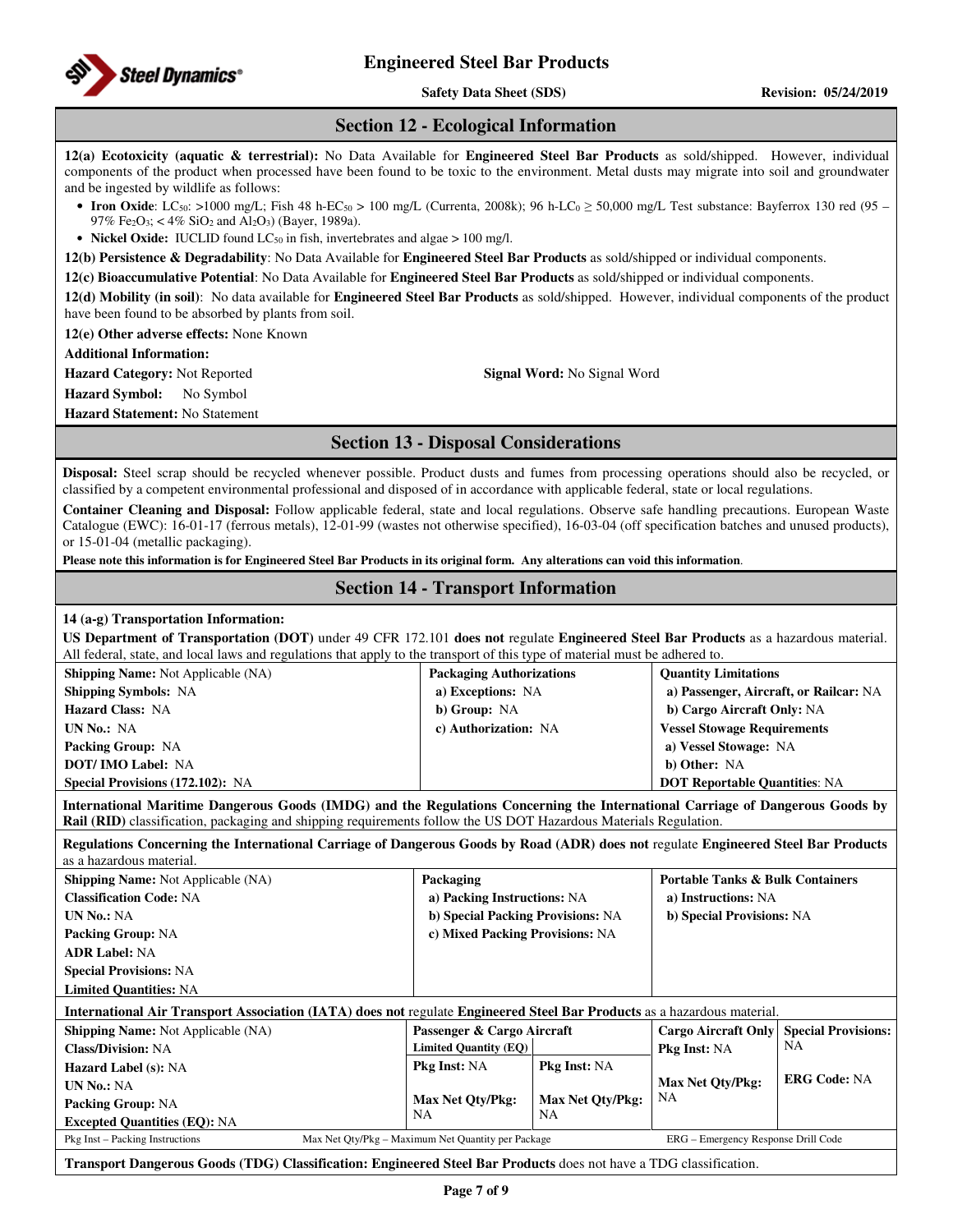## Section 12 - Ecological Information

**12(a) Ecotoxicity (aquatic & terrestrial):** No Data Available for **Engineered Steel Bar Products** as sold/shipped. However, individual components of the product when processed have been found to be toxic to the environment. Metal dusts may migrate into soil and groundwater and be ingested by wildlife as follows:

- **Iron Oxide**: $LC_{50}$: >1000 mg/L; Fish 48 h-$EC_{50}$ > 100 mg/L (Currenta, 2008k); 96 h-$LC_0$ ≥ 50,000 mg/L Test substance: Bayferrox 130 red (95 – 97% $Fe_2O_3$; < 4% $SiO_2$ and $Al_2O_3$) (Bayer, 1989a).
- **Nickel Oxide:** IUCLID found $LC_{50}$ in fish, invertebrates and algae > 100 mg/l.

**12(b) Persistence & Degradability**: No Data Available for **Engineered Steel Bar Products** as sold/shipped or individual components.

**12(c) Bioaccumulative Potential**: No Data Available for **Engineered Steel Bar Products** as sold/shipped or individual components.

**12(d) Mobility (in soil)**: No data available for **Engineered Steel Bar Products** as sold/shipped. However, individual components of the product have been found to be absorbed by plants from soil.

**12(e) Other adverse effects:** None Known

**Additional Information:**

**Hazard Category:** Not Reported

**Signal Word:** No Signal Word

**Hazard Symbol:** No Symbol

**Hazard Statement:** No Statement

## Section 13 - Disposal Considerations

**Disposal:** Steel scrap should be recycled whenever possible. Product dusts and fumes from processing operations should also be recycled, or classified by a competent environmental professional and disposed of in accordance with applicable federal, state or local regulations.

**Container Cleaning and Disposal:** Follow applicable federal, state and local regulations. Observe safe handling precautions. European Waste Catalogue (EWC): 16-01-17 (ferrous metals), 12-01-99 (wastes not otherwise specified), 16-03-04 (off specification batches and unused products), or 15-01-04 (metallic packaging).

**Please note this information is for Engineered Steel Bar Products in its original form. Any alterations can void this information**.

## Section 14 - Transport Information

**14 (a-g) Transportation Information:**

**US Department of Transportation (DOT)** under 49 CFR 172.101 **does not** regulate **Engineered Steel Bar Products** as a hazardous material. All federal, state, and local laws and regulations that apply to the transport of this type of material must be adhered to.

| | | |
|---|---|---|
| **Shipping Name:** Not Applicable (NA) | **Packaging Authorizations** | **Quantity Limitations** |
| **Shipping Symbols:** NA | **a) Exceptions:** NA | **a) Passenger, Aircraft, or Railcar:** NA |
| **Hazard Class:** NA | **b) Group:** NA | **b) Cargo Aircraft Only:** NA |
| **UN No.:** NA | **c) Authorization:** NA | **Vessel Stowage Requirements** |
| **Packing Group:** NA | | **a) Vessel Stowage:** NA |
| **DOT/ IMO Label:** NA | | **b) Other:** NA |
| **Special Provisions (172.102):** NA | | **DOT Reportable Quantities**: NA |

**International Maritime Dangerous Goods (IMDG) and the Regulations Concerning the International Carriage of Dangerous Goods by Rail (RID)** classification, packaging and shipping requirements follow the US DOT Hazardous Materials Regulation.

**Regulations Concerning the International Carriage of Dangerous Goods by Road (ADR) does not** regulate **Engineered Steel Bar Products** as a hazardous material.

| | | |
|---|---|---|
| **Shipping Name:** Not Applicable (NA) | **Packaging** | **Portable Tanks & Bulk Containers** |
| **Classification Code:** NA | **a) Packing Instructions:** NA | **a) Instructions:** NA |
| **UN No.:** NA | **b) Special Packing Provisions:** NA | **b) Special Provisions:** NA |
| **Packing Group:** NA | **c) Mixed Packing Provisions:** NA | |
| **ADR Label:** NA | | |
| **Special Provisions:** NA | | |
| **Limited Quantities:** NA | | |

**International Air Transport Association (IATA) does not** regulate **Engineered Steel Bar Products** as a hazardous material.

| | Passenger & Cargo Aircraft | | Cargo Aircraft Only | Special Provisions: |
|---|---|---|---|---|
| **Shipping Name:** Not Applicable (NA) | **Limited Quantity (EQ)** | | **Pkg Inst:** NA | NA |
| **Class/Division:** NA | | | | |
| **Hazard Label (s):** NA | **Pkg Inst:** NA | **Pkg Inst:** NA | | |
| **UN No.:** NA | | | **Max Net Qty/Pkg:** NA | **ERG Code:** NA |
| **Packing Group:** NA | **Max Net Qty/Pkg:** NA | **Max Net Qty/Pkg:** NA | | |
| **Excepted Quantities (EQ):** NA | | | | |

Pkg Inst – Packing Instructions; Max Net Qty/Pkg – Maximum Net Quantity per Package; ERG – Emergency Response Drill Code

**Transport Dangerous Goods (TDG) Classification: Engineered Steel Bar Products** does not have a TDG classification.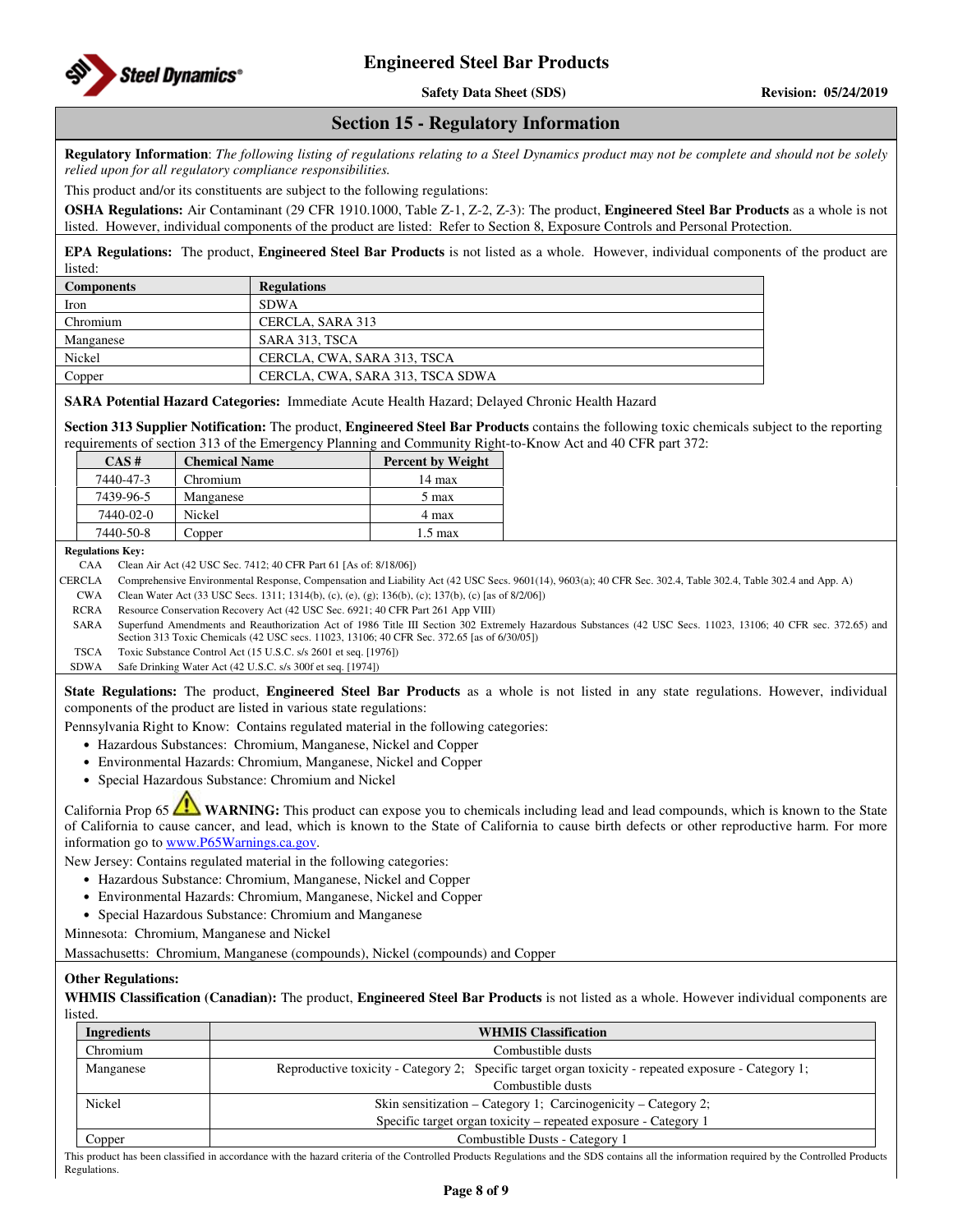## Section 15 - Regulatory Information

**Regulatory Information**: *The following listing of regulations relating to a Steel Dynamics product may not be complete and should not be solely relied upon for all regulatory compliance responsibilities.*

This product and/or its constituents are subject to the following regulations:

**OSHA Regulations:** Air Contaminant (29 CFR 1910.1000, Table Z-1, Z-2, Z-3): The product, **Engineered Steel Bar Products** as a whole is not listed. However, individual components of the product are listed: Refer to Section 8, Exposure Controls and Personal Protection.

**EPA Regulations:** The product, **Engineered Steel Bar Products** is not listed as a whole. However, individual components of the product are listed:

| Components | Regulations |
|---|---|
| Iron | SDWA |
| Chromium | CERCLA, SARA 313 |
| Manganese | SARA 313, TSCA |
| Nickel | CERCLA, CWA, SARA 313, TSCA |
| Copper | CERCLA, CWA, SARA 313, TSCA SDWA |

**SARA Potential Hazard Categories:** Immediate Acute Health Hazard; Delayed Chronic Health Hazard

**Section 313 Supplier Notification:** The product, **Engineered Steel Bar Products** contains the following toxic chemicals subject to the reporting requirements of section 313 of the Emergency Planning and Community Right-to-Know Act and 40 CFR part 372:

| CAS # | Chemical Name | Percent by Weight |
|---|---|---|
| 7440-47-3 | Chromium | 14 max |
| 7439-96-5 | Manganese | 5 max |
| 7440-02-0 | Nickel | 4 max |
| 7440-50-8 | Copper | 1.5 max |

**Regulations Key:**

| | |
|---|---|
| CAA | Clean Air Act (42 USC Sec. 7412; 40 CFR Part 61 [As of: 8/18/06]) |
| CERCLA | Comprehensive Environmental Response, Compensation and Liability Act (42 USC Secs. 9601(14), 9603(a); 40 CFR Sec. 302.4, Table 302.4, Table 302.4 and App. A) |
| CWA | Clean Water Act (33 USC Secs. 1311; 1314(b), (c), (e), (g); 136(b), (c); 137(b), (c) [as of 8/2/06]) |
| RCRA | Resource Conservation Recovery Act (42 USC Sec. 6921; 40 CFR Part 261 App VIII) |
| SARA | Superfund Amendments and Reauthorization Act of 1986 Title III Section 302 Extremely Hazardous Substances (42 USC Secs. 11023, 13106; 40 CFR sec. 372.65) and Section 313 Toxic Chemicals (42 USC secs. 11023, 13106; 40 CFR Sec. 372.65 [as of 6/30/05]) |
| TSCA | Toxic Substance Control Act (15 U.S.C. s/s 2601 et seq. [1976]) |
| SDWA | Safe Drinking Water Act (42 U.S.C. s/s 300f et seq. [1974]) |

**State Regulations:** The product, **Engineered Steel Bar Products** as a whole is not listed in any state regulations. However, individual components of the product are listed in various state regulations:

Pennsylvania Right to Know: Contains regulated material in the following categories:

- Hazardous Substances: Chromium, Manganese, Nickel and Copper
- Environmental Hazards: Chromium, Manganese, Nickel and Copper
- Special Hazardous Substance: Chromium and Nickel

California Prop 65 ⚠ **WARNING:** This product can expose you to chemicals including lead and lead compounds, which is known to the State of California to cause cancer, and lead, which is known to the State of California to cause birth defects or other reproductive harm. For more information go to www.P65Warnings.ca.gov.

New Jersey: Contains regulated material in the following categories:

- Hazardous Substance: Chromium, Manganese, Nickel and Copper
- Environmental Hazards: Chromium, Manganese, Nickel and Copper
- Special Hazardous Substance: Chromium and Manganese

Minnesota: Chromium, Manganese and Nickel

Massachusetts: Chromium, Manganese (compounds), Nickel (compounds) and Copper

**Other Regulations:**

**WHMIS Classification (Canadian):** The product, **Engineered Steel Bar Products** is not listed as a whole. However individual components are listed.

| Ingredients | WHMIS Classification |
|---|---|
| Chromium | Combustible dusts |
| Manganese | Reproductive toxicity - Category 2; Specific target organ toxicity - repeated exposure - Category 1; Combustible dusts |
| Nickel | Skin sensitization – Category 1; Carcinogenicity – Category 2; Specific target organ toxicity – repeated exposure - Category 1 |
| Copper | Combustible Dusts - Category 1 |

This product has been classified in accordance with the hazard criteria of the Controlled Products Regulations and the SDS contains all the information required by the Controlled Products Regulations.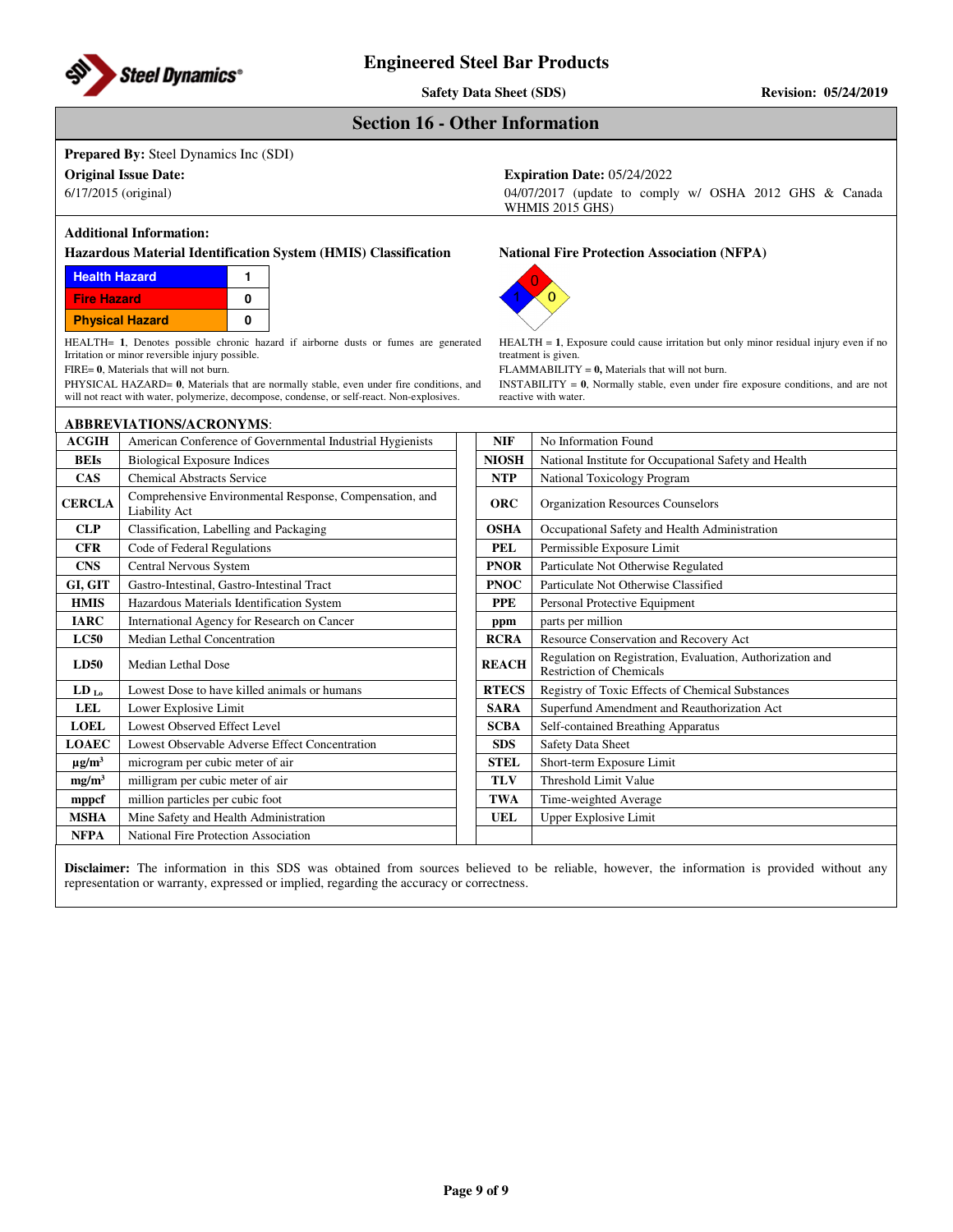## Section 16 - Other Information

**Prepared By:** Steel Dynamics Inc (SDI)

**Original Issue Date:**
6/17/2015 (original)

**Expiration Date:** 05/24/2022
04/07/2017 (update to comply w/ OSHA 2012 GHS & Canada WHMIS 2015 GHS)

**Additional Information:**

**Hazardous Material Identification System (HMIS) Classification**

| | |
|---|---|
| Health Hazard | 1 |
| Fire Hazard | 0 |
| Physical Hazard | 0 |

HEALTH= **1**, Denotes possible chronic hazard if airborne dusts or fumes are generated Irritation or minor reversible injury possible.
FIRE= **0**, Materials that will not burn.
PHYSICAL HAZARD= **0**, Materials that are normally stable, even under fire conditions, and will not react with water, polymerize, decompose, condense, or self-react. Non-explosives.

**National Fire Protection Association (NFPA)**

0
1
0

HEALTH = **1**, Exposure could cause irritation but only minor residual injury even if no treatment is given.
FLAMMABILITY = **0,** Materials that will not burn.
INSTABILITY = **0**, Normally stable, even under fire exposure conditions, and are not reactive with water.

**ABBREVIATIONS/ACRONYMS**:

| | | | |
|---|---|---|---|
| **ACGIH** | American Conference of Governmental Industrial Hygienists | **NIF** | No Information Found |
| **BEIs** | Biological Exposure Indices | **NIOSH** | National Institute for Occupational Safety and Health |
| **CAS** | Chemical Abstracts Service | **NTP** | National Toxicology Program |
| **CERCLA** | Comprehensive Environmental Response, Compensation, and Liability Act | **ORC** | Organization Resources Counselors |
| **CLP** | Classification, Labelling and Packaging | **OSHA** | Occupational Safety and Health Administration |
| **CFR** | Code of Federal Regulations | **PEL** | Permissible Exposure Limit |
| **CNS** | Central Nervous System | **PNOR** | Particulate Not Otherwise Regulated |
| **GI, GIT** | Gastro-Intestinal, Gastro-Intestinal Tract | **PNOC** | Particulate Not Otherwise Classified |
| **HMIS** | Hazardous Materials Identification System | **PPE** | Personal Protective Equipment |
| **IARC** | International Agency for Research on Cancer | **ppm** | parts per million |
| **LC50** | Median Lethal Concentration | **RCRA** | Resource Conservation and Recovery Act |
| **LD50** | Median Lethal Dose | **REACH** | Regulation on Registration, Evaluation, Authorization and Restriction of Chemicals |
| **$LD_{Lo}$** | Lowest Dose to have killed animals or humans | **RTECS** | Registry of Toxic Effects of Chemical Substances |
| **LEL** | Lower Explosive Limit | **SARA** | Superfund Amendment and Reauthorization Act |
| **LOEL** | Lowest Observed Effect Level | **SCBA** | Self-contained Breathing Apparatus |
| **LOAEC** | Lowest Observable Adverse Effect Concentration | **SDS** | Safety Data Sheet |
| **$\mu g/m^3$** | microgram per cubic meter of air | **STEL** | Short-term Exposure Limit |
| **$mg/m^3$** | milligram per cubic meter of air | **TLV** | Threshold Limit Value |
| **mppcf** | million particles per cubic foot | **TWA** | Time-weighted Average |
| **MSHA** | Mine Safety and Health Administration | **UEL** | Upper Explosive Limit |
| **NFPA** | National Fire Protection Association | | |

**Disclaimer:** The information in this SDS was obtained from sources believed to be reliable, however, the information is provided without any representation or warranty, expressed or implied, regarding the accuracy or correctness.